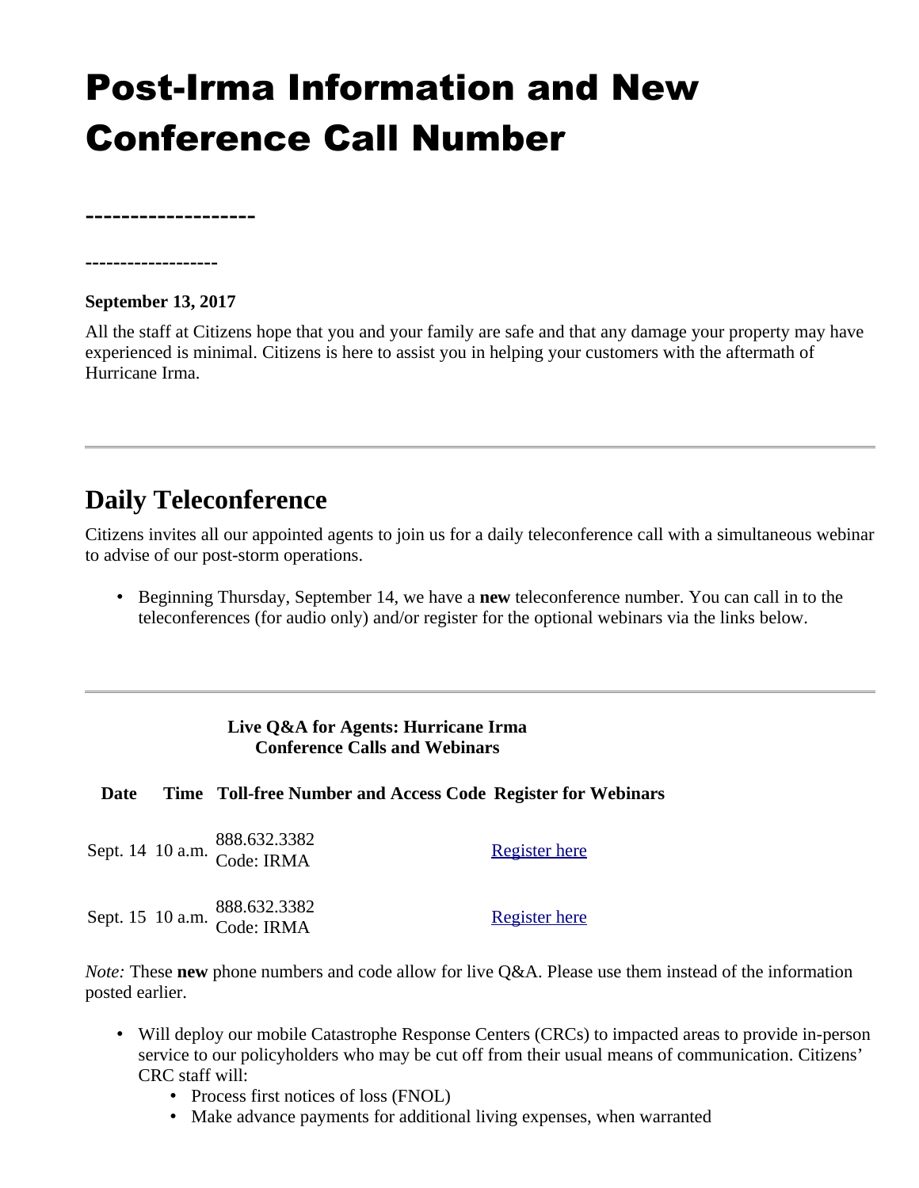# Post-Irma Information and New Conference Call Number

**-------------------**

-------------------

**September 13, 2017**

All the staff at Citizens hope that you and your family are safe and that any damage your property may have experienced is minimal. Citizens is here to assist you in helping your customers with the aftermath of Hurricane Irma.

---

## Daily Teleconference

Citizens invites all our appointed agents to join us for a daily teleconference call with a simultaneous webinar to advise of our post-storm operations.

- Beginning Thursday, September 14, we have a **new** teleconference number. You can call in to the teleconferences (for audio only) and/or register for the optional webinars via the links below.

---

**Live Q&A for Agents: Hurricane Irma Conference Calls and Webinars**

| Date | Time | Toll-free Number and Access Code | Register for Webinars |
|---|---|---|---|
| Sept. 14 | 10 a.m. | 888.632.3382<br>Code: IRMA | Register here |
| Sept. 15 | 10 a.m. | 888.632.3382<br>Code: IRMA | Register here |

*Note:* These **new** phone numbers and code allow for live Q&A. Please use them instead of the information posted earlier.

- Will deploy our mobile Catastrophe Response Centers (CRCs) to impacted areas to provide in-person service to our policyholders who may be cut off from their usual means of communication. Citizens' CRC staff will:
  - Process first notices of loss (FNOL)
  - Make advance payments for additional living expenses, when warranted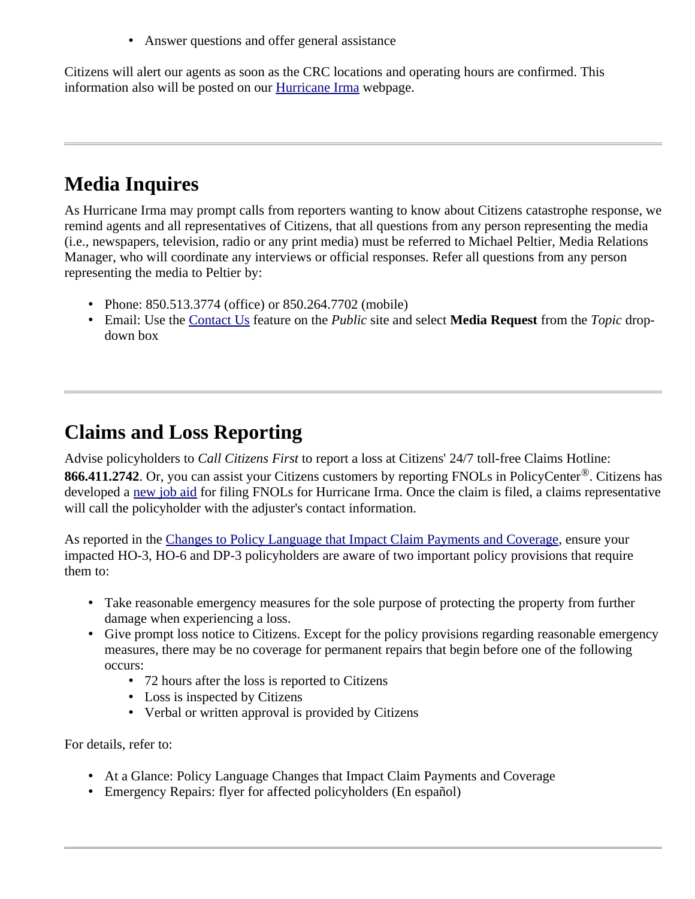- Answer questions and offer general assistance

Citizens will alert our agents as soon as the CRC locations and operating hours are confirmed. This information also will be posted on our [Hurricane Irma]() webpage.

---

## Media Inquires

As Hurricane Irma may prompt calls from reporters wanting to know about Citizens catastrophe response, we remind agents and all representatives of Citizens, that all questions from any person representing the media (i.e., newspapers, television, radio or any print media) must be referred to Michael Peltier, Media Relations Manager, who will coordinate any interviews or official responses. Refer all questions from any person representing the media to Peltier by:

- Phone: 850.513.3774 (office) or 850.264.7702 (mobile)
- Email: Use the [Contact Us]() feature on the *Public* site and select **Media Request** from the *Topic* drop-down box

---

## Claims and Loss Reporting

Advise policyholders to *Call Citizens First* to report a loss at Citizens' 24/7 toll-free Claims Hotline: **866.411.2742**. Or, you can assist your Citizens customers by reporting FNOLs in PolicyCenter®. Citizens has developed a [new job aid]() for filing FNOLs for Hurricane Irma. Once the claim is filed, a claims representative will call the policyholder with the adjuster's contact information.

As reported in the [Changes to Policy Language that Impact Claim Payments and Coverage](), ensure your impacted HO-3, HO-6 and DP-3 policyholders are aware of two important policy provisions that require them to:

- Take reasonable emergency measures for the sole purpose of protecting the property from further damage when experiencing a loss.
- Give prompt loss notice to Citizens. Except for the policy provisions regarding reasonable emergency measures, there may be no coverage for permanent repairs that begin before one of the following occurs:
    - 72 hours after the loss is reported to Citizens
    - Loss is inspected by Citizens
    - Verbal or written approval is provided by Citizens

For details, refer to:

- At a Glance: Policy Language Changes that Impact Claim Payments and Coverage
- Emergency Repairs: flyer for affected policyholders (En español)

---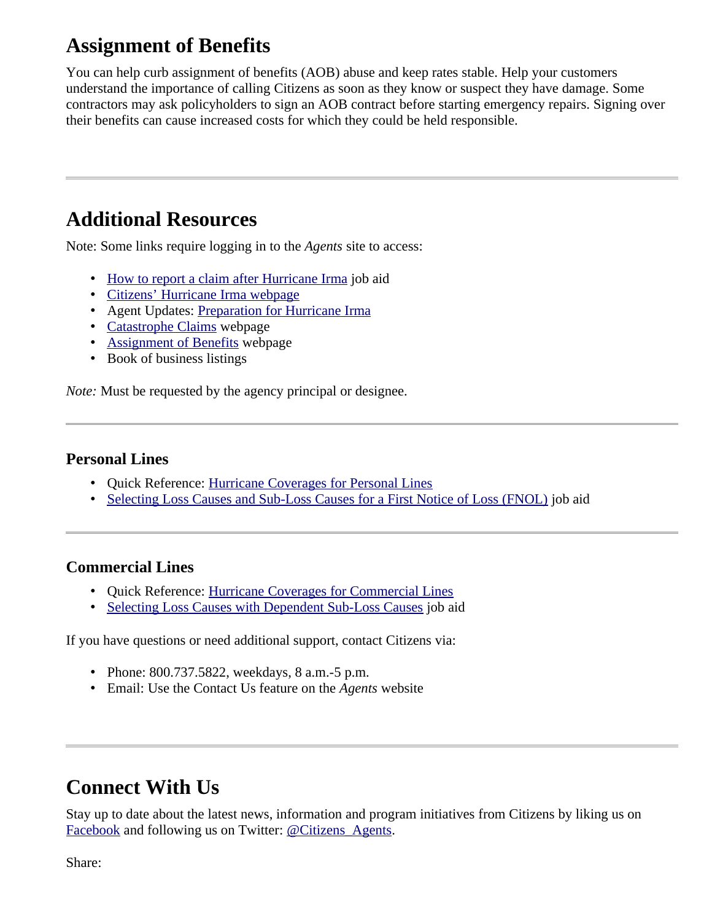## Assignment of Benefits

You can help curb assignment of benefits (AOB) abuse and keep rates stable. Help your customers understand the importance of calling Citizens as soon as they know or suspect they have damage. Some contractors may ask policyholders to sign an AOB contract before starting emergency repairs. Signing over their benefits can cause increased costs for which they could be held responsible.

---

## Additional Resources

Note: Some links require logging in to the *Agents* site to access:

- How to report a claim after Hurricane Irma job aid
- Citizens' Hurricane Irma webpage
- Agent Updates: Preparation for Hurricane Irma
- Catastrophe Claims webpage
- Assignment of Benefits webpage
- Book of business listings

*Note:* Must be requested by the agency principal or designee.

---

### Personal Lines

- Quick Reference: Hurricane Coverages for Personal Lines
- Selecting Loss Causes and Sub-Loss Causes for a First Notice of Loss (FNOL) job aid

---

### Commercial Lines

- Quick Reference: Hurricane Coverages for Commercial Lines
- Selecting Loss Causes with Dependent Sub-Loss Causes job aid

If you have questions or need additional support, contact Citizens via:

- Phone: 800.737.5822, weekdays, 8 a.m.-5 p.m.
- Email: Use the Contact Us feature on the *Agents* website

---

## Connect With Us

Stay up to date about the latest news, information and program initiatives from Citizens by liking us on Facebook and following us on Twitter: @Citizens_Agents.

Share: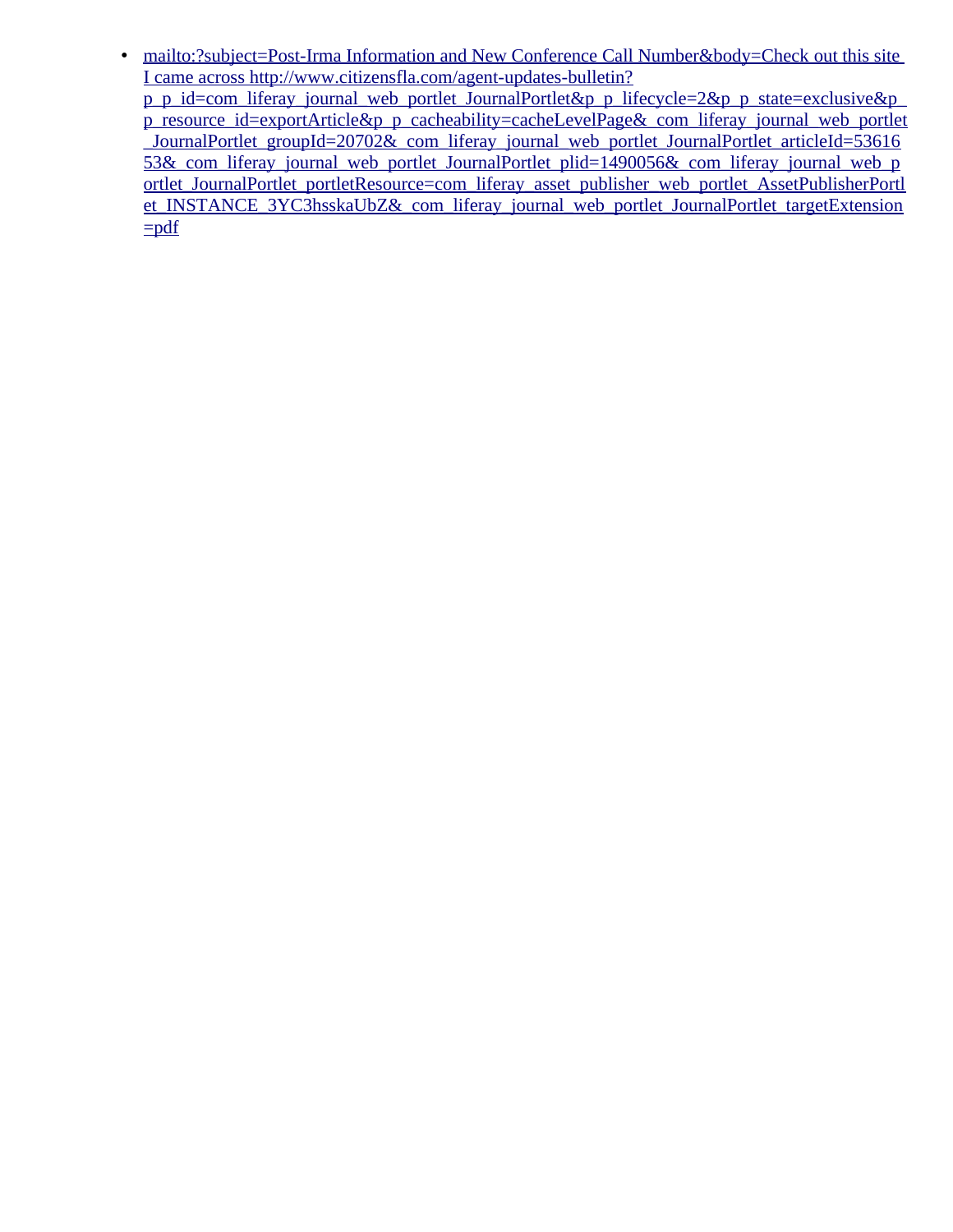- mailto:?subject=Post-Irma Information and New Conference Call Number&body=Check out this site I came across http://www.citizensfla.com/agent-updates-bulletin?p_p_id=com_liferay_journal_web_portlet_JournalPortlet&p_p_lifecycle=2&p_p_state=exclusive&p_p_resource_id=exportArticle&p_p_cacheability=cacheLevelPage&_com_liferay_journal_web_portlet_JournalPortlet_groupId=20702&_com_liferay_journal_web_portlet_JournalPortlet_articleId=5361653&_com_liferay_journal_web_portlet_JournalPortlet_plid=1490056&_com_liferay_journal_web_portlet_JournalPortlet_portletResource=com_liferay_asset_publisher_web_portlet_AssetPublisherPortlet_INSTANCE_3YC3hsskaUbZ&_com_liferay_journal_web_portlet_JournalPortlet_targetExtension=pdf